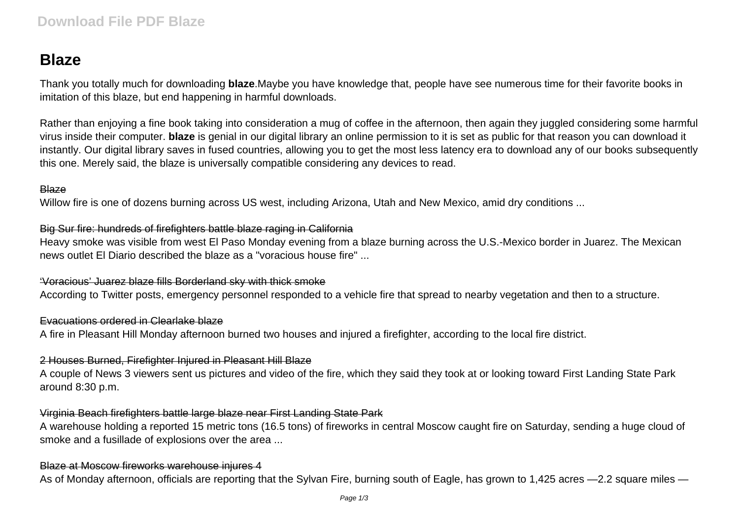# Blaze

Thank you totally much for downloading **blaze**.Maybe you have knowledge that, people have see numerous time for their favorite books in imitation of this blaze, but end happening in harmful downloads.

Rather than enjoying a fine book taking into consideration a mug of coffee in the afternoon, then again they juggled considering some harmful virus inside their computer. **blaze** is genial in our digital library an online permission to it is set as public for that reason you can download it instantly. Our digital library saves in fused countries, allowing you to get the most less latency era to download any of our books subsequently this one. Merely said, the blaze is universally compatible considering any devices to read.

~~Blaze~~

Willow fire is one of dozens burning across US west, including Arizona, Utah and New Mexico, amid dry conditions ...

~~Big Sur fire: hundreds of firefighters battle blaze raging in California~~

Heavy smoke was visible from west El Paso Monday evening from a blaze burning across the U.S.-Mexico border in Juarez. The Mexican news outlet El Diario described the blaze as a "voracious house fire" ...

~~'Voracious' Juarez blaze fills Borderland sky with thick smoke~~

According to Twitter posts, emergency personnel responded to a vehicle fire that spread to nearby vegetation and then to a structure.

~~Evacuations ordered in Clearlake blaze~~

A fire in Pleasant Hill Monday afternoon burned two houses and injured a firefighter, according to the local fire district.

~~2 Houses Burned, Firefighter Injured in Pleasant Hill Blaze~~

A couple of News 3 viewers sent us pictures and video of the fire, which they said they took at or looking toward First Landing State Park around 8:30 p.m.

~~Virginia Beach firefighters battle large blaze near First Landing State Park~~

A warehouse holding a reported 15 metric tons (16.5 tons) of fireworks in central Moscow caught fire on Saturday, sending a huge cloud of smoke and a fusillade of explosions over the area ...

~~Blaze at Moscow fireworks warehouse injures 4~~

As of Monday afternoon, officials are reporting that the Sylvan Fire, burning south of Eagle, has grown to 1,425 acres —2.2 square miles —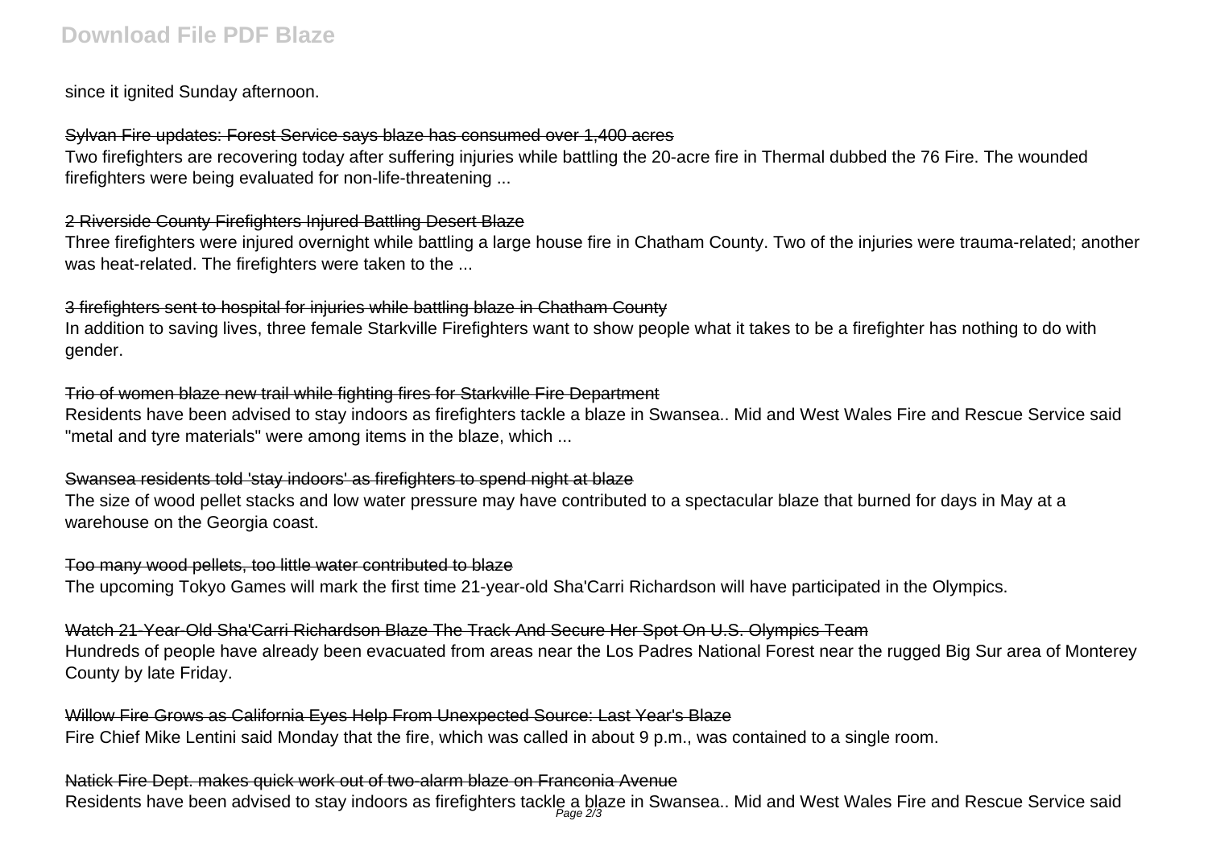since it ignited Sunday afternoon.

Sylvan Fire updates: Forest Service says blaze has consumed over 1,400 acres

Two firefighters are recovering today after suffering injuries while battling the 20-acre fire in Thermal dubbed the 76 Fire. The wounded firefighters were being evaluated for non-life-threatening ...

2 Riverside County Firefighters Injured Battling Desert Blaze

Three firefighters were injured overnight while battling a large house fire in Chatham County. Two of the injuries were trauma-related; another was heat-related. The firefighters were taken to the ...

3 firefighters sent to hospital for injuries while battling blaze in Chatham County

In addition to saving lives, three female Starkville Firefighters want to show people what it takes to be a firefighter has nothing to do with gender.

Trio of women blaze new trail while fighting fires for Starkville Fire Department

Residents have been advised to stay indoors as firefighters tackle a blaze in Swansea.. Mid and West Wales Fire and Rescue Service said "metal and tyre materials" were among items in the blaze, which ...

Swansea residents told 'stay indoors' as firefighters to spend night at blaze

The size of wood pellet stacks and low water pressure may have contributed to a spectacular blaze that burned for days in May at a warehouse on the Georgia coast.

Too many wood pellets, too little water contributed to blaze

The upcoming Tokyo Games will mark the first time 21-year-old Sha'Carri Richardson will have participated in the Olympics.

Watch 21-Year-Old Sha'Carri Richardson Blaze The Track And Secure Her Spot On U.S. Olympics Team

Hundreds of people have already been evacuated from areas near the Los Padres National Forest near the rugged Big Sur area of Monterey County by late Friday.

Willow Fire Grows as California Eyes Help From Unexpected Source: Last Year's Blaze

Fire Chief Mike Lentini said Monday that the fire, which was called in about 9 p.m., was contained to a single room.

Natick Fire Dept. makes quick work out of two-alarm blaze on Franconia Avenue

Residents have been advised to stay indoors as firefighters tackle a blaze in Swansea.. Mid and West Wales Fire and Rescue Service said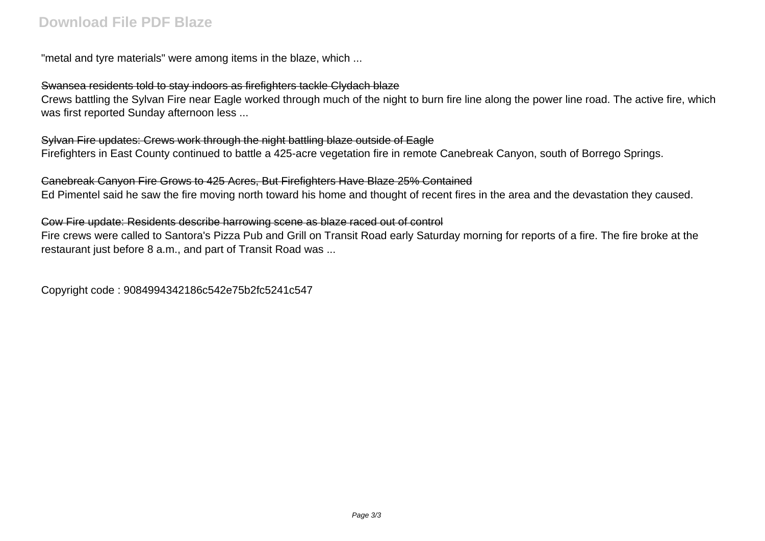"metal and tyre materials" were among items in the blaze, which ...

Swansea residents told to stay indoors as firefighters tackle Clydach blaze

Crews battling the Sylvan Fire near Eagle worked through much of the night to burn fire line along the power line road. The active fire, which was first reported Sunday afternoon less ...

Sylvan Fire updates: Crews work through the night battling blaze outside of Eagle

Firefighters in East County continued to battle a 425-acre vegetation fire in remote Canebreak Canyon, south of Borrego Springs.

Canebreak Canyon Fire Grows to 425 Acres, But Firefighters Have Blaze 25% Contained

Ed Pimentel said he saw the fire moving north toward his home and thought of recent fires in the area and the devastation they caused.

Cow Fire update: Residents describe harrowing scene as blaze raced out of control

Fire crews were called to Santora's Pizza Pub and Grill on Transit Road early Saturday morning for reports of a fire. The fire broke at the restaurant just before 8 a.m., and part of Transit Road was ...

Copyright code : 9084994342186c542e75b2fc5241c547